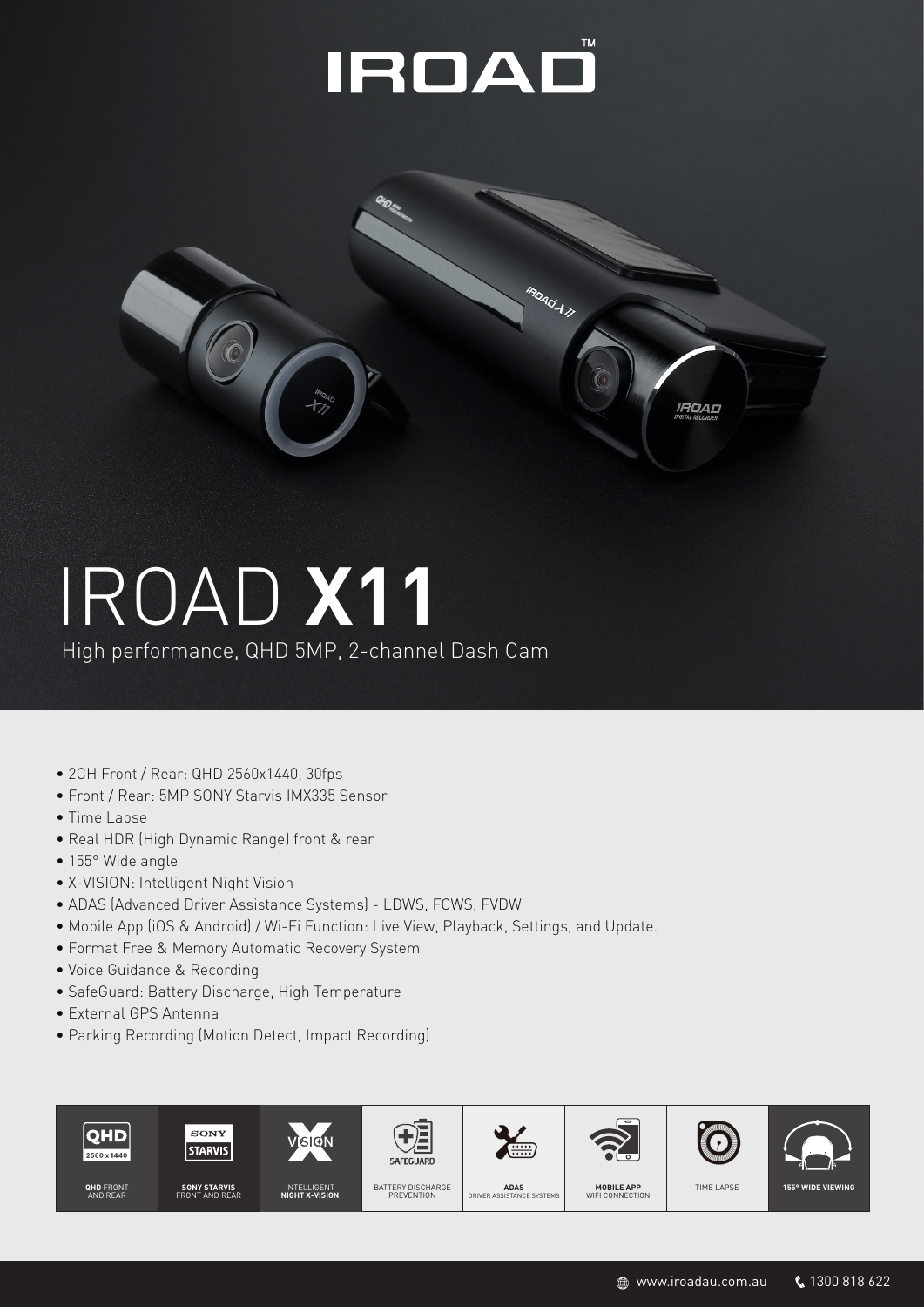# IROAD™

# IROAD **X11**

High performance, QHD 5MP, 2-channel Dash Cam

- 2CH Front / Rear: QHD 2560x1440, 30fps
- Front / Rear: 5MP SONY Starvis IMX335 Sensor
- Time Lapse
- Real HDR (High Dynamic Range) front & rear
- 155° Wide angle
- X-VISION: Intelligent Night Vision
- ADAS (Advanced Driver Assistance Systems) - LDWS, FCWS, FVDW
- Mobile App (iOS & Android) / Wi-Fi Function: Live View, Playback, Settings, and Update.
- Format Free & Memory Automatic Recovery System
- Voice Guidance & Recording
- SafeGuard: Battery Discharge, High Temperature
- External GPS Antenna
- Parking Recording (Motion Detect, Impact Recording)

| QHD 2560 x 1440 | SONY STARVIS | X VISION | SAFEGUARD | | | | |
|---|---|---|---|---|---|---|---|
| **QHD** FRONT AND REAR | **SONY STARVIS** FRONT AND REAR | INTELLIGENT **NIGHT X-VISION** | BATTERY DISCHARGE PREVENTION | **ADAS** DRIVER ASSISTANCE SYSTEMS | **MOBILE APP** WIFI CONNECTION | TIME LAPSE | **155° WIDE VIEWING** |

www.iroadau.com.au 1300 818 622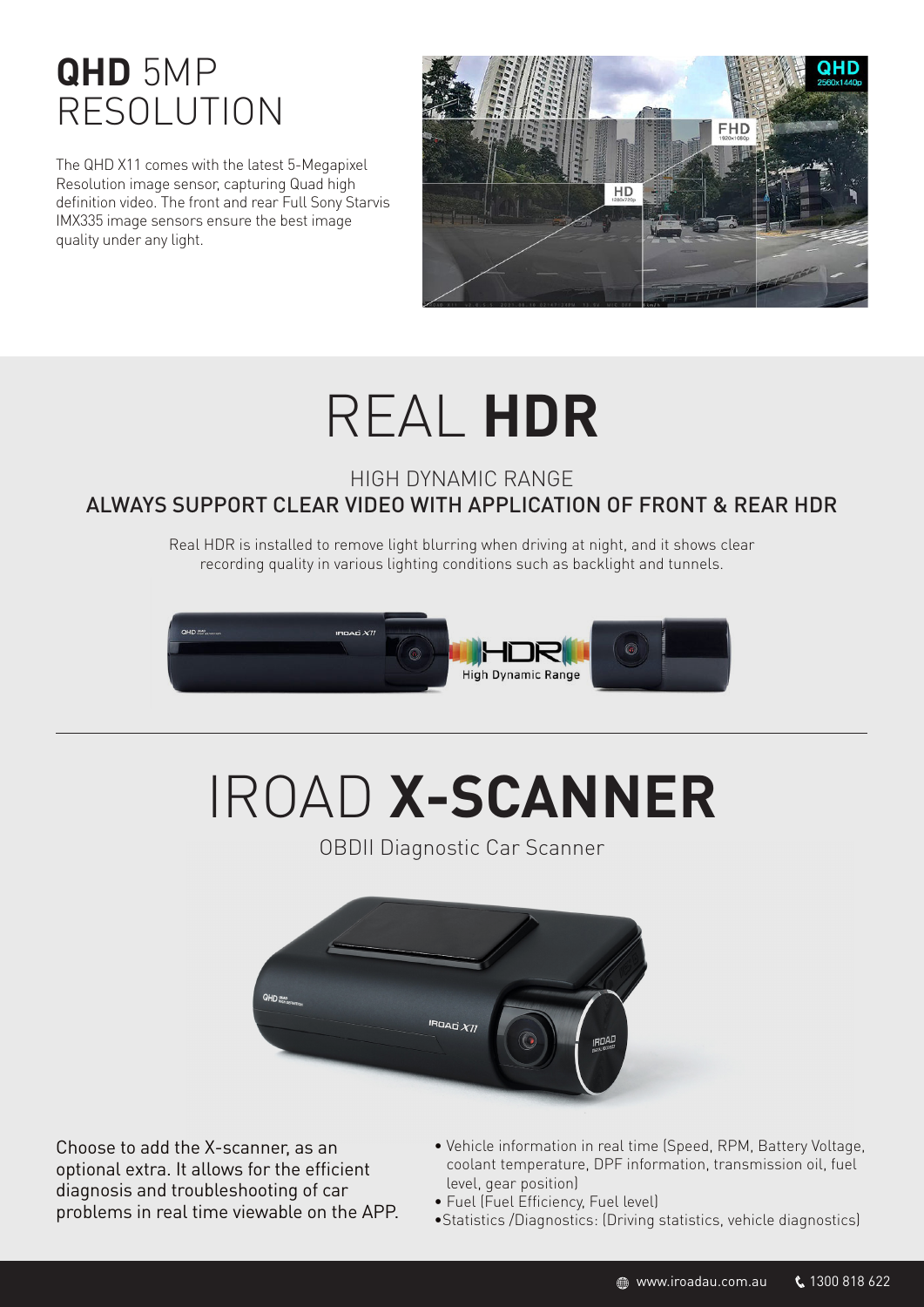# **QHD** 5MP RESOLUTION

The QHD X11 comes with the latest 5-Megapixel Resolution image sensor, capturing Quad high definition video. The front and rear Full Sony Starvis IMX335 image sensors ensure the best image quality under any light.

# REAL **HDR**

HIGH DYNAMIC RANGE

ALWAYS SUPPORT CLEAR VIDEO WITH APPLICATION OF FRONT & REAR HDR

Real HDR is installed to remove light blurring when driving at night, and it shows clear recording quality in various lighting conditions such as backlight and tunnels.

# IROAD **X-SCANNER**

OBDII Diagnostic Car Scanner

Choose to add the X-scanner, as an optional extra. It allows for the efficient diagnosis and troubleshooting of car problems in real time viewable on the APP.

- Vehicle information in real time (Speed, RPM, Battery Voltage, coolant temperature, DPF information, transmission oil, fuel level, gear position)
- Fuel (Fuel Efficiency, Fuel level)
- Statistics /Diagnostics: (Driving statistics, vehicle diagnostics)

www.iroadau.com.au 1300 818 622